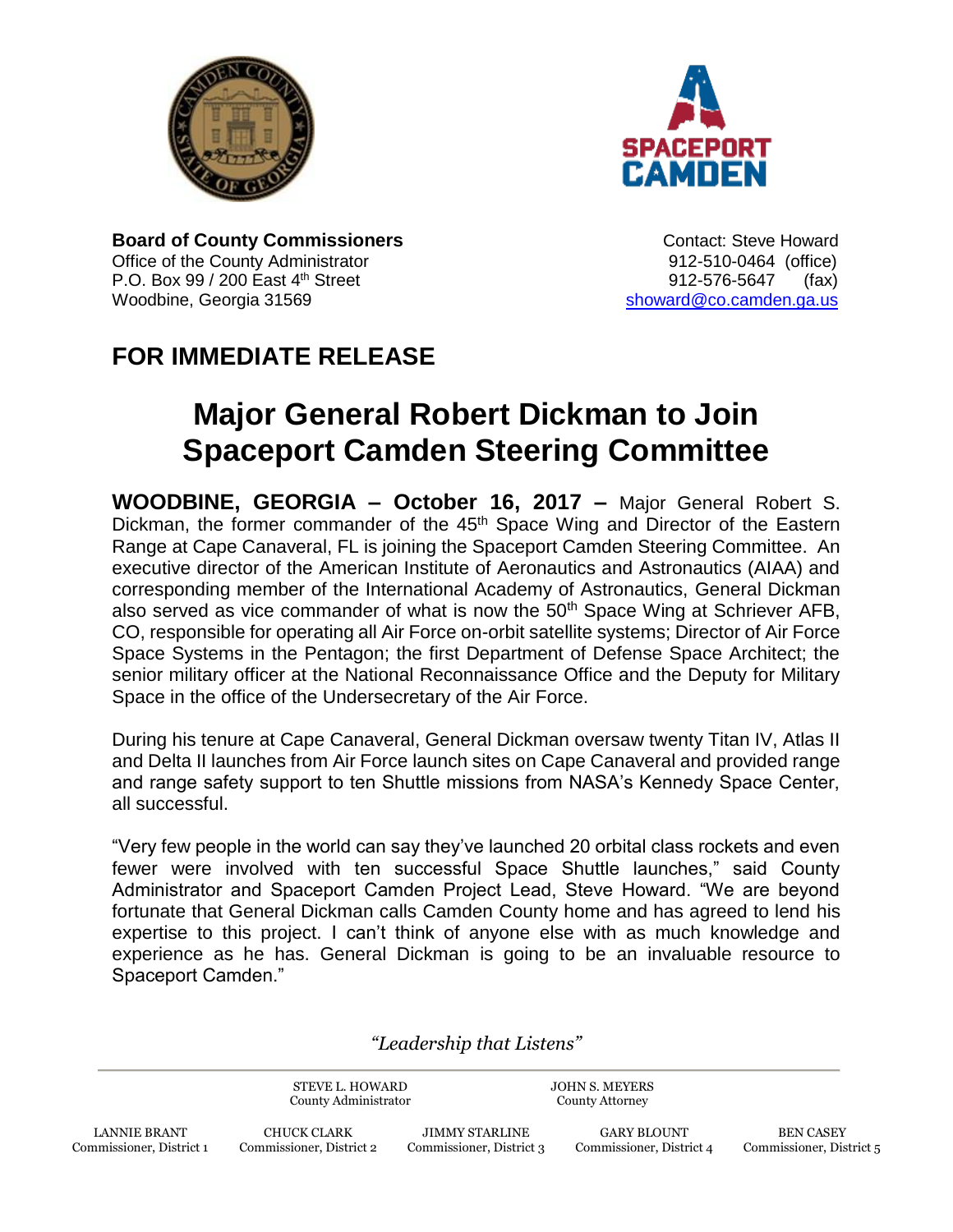**Board of County Commissioners**
Office of the County Administrator
P.O. Box 99 / 200 East 4th Street
Woodbine, Georgia 31569

Contact: Steve Howard
912-510-0464 (office)
912-576-5647 (fax)
showard@co.camden.ga.us

## FOR IMMEDIATE RELEASE

# Major General Robert Dickman to Join Spaceport Camden Steering Committee

**WOODBINE, GEORGIA – October 16, 2017 –** Major General Robert S. Dickman, the former commander of the 45th Space Wing and Director of the Eastern Range at Cape Canaveral, FL is joining the Spaceport Camden Steering Committee. An executive director of the American Institute of Aeronautics and Astronautics (AIAA) and corresponding member of the International Academy of Astronautics, General Dickman also served as vice commander of what is now the 50th Space Wing at Schriever AFB, CO, responsible for operating all Air Force on-orbit satellite systems; Director of Air Force Space Systems in the Pentagon; the first Department of Defense Space Architect; the senior military officer at the National Reconnaissance Office and the Deputy for Military Space in the office of the Undersecretary of the Air Force.

During his tenure at Cape Canaveral, General Dickman oversaw twenty Titan IV, Atlas II and Delta II launches from Air Force launch sites on Cape Canaveral and provided range and range safety support to ten Shuttle missions from NASA's Kennedy Space Center, all successful.

"Very few people in the world can say they've launched 20 orbital class rockets and even fewer were involved with ten successful Space Shuttle launches," said County Administrator and Spaceport Camden Project Lead, Steve Howard. "We are beyond fortunate that General Dickman calls Camden County home and has agreed to lend his expertise to this project. I can't think of anyone else with as much knowledge and experience as he has. General Dickman is going to be an invaluable resource to Spaceport Camden."

*"Leadership that Listens"*

STEVE L. HOWARD, County Administrator
JOHN S. MEYERS, County Attorney

LANNIE BRANT, Commissioner, District 1
CHUCK CLARK, Commissioner, District 2
JIMMY STARLINE, Commissioner, District 3
GARY BLOUNT, Commissioner, District 4
BEN CASEY, Commissioner, District 5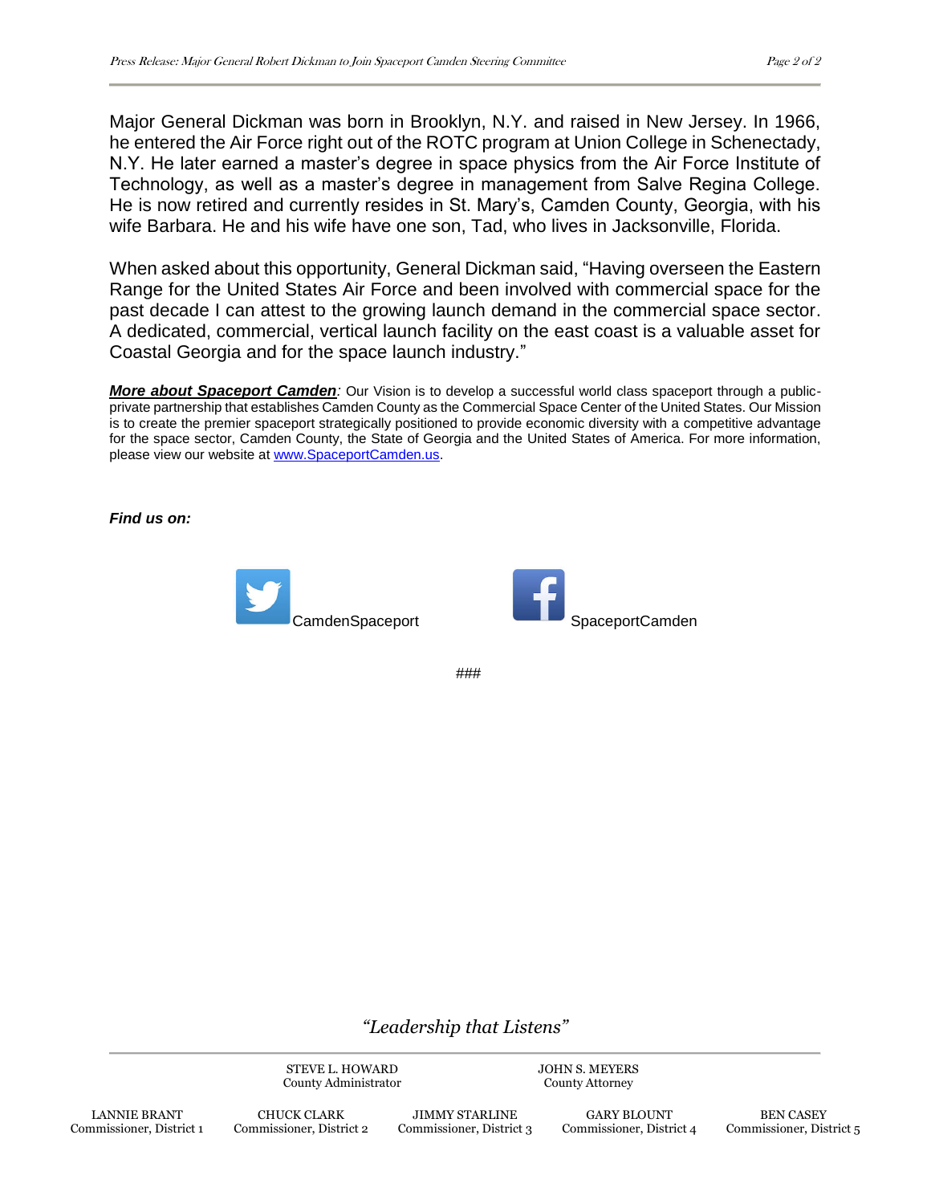Major General Dickman was born in Brooklyn, N.Y. and raised in New Jersey. In 1966, he entered the Air Force right out of the ROTC program at Union College in Schenectady, N.Y. He later earned a master's degree in space physics from the Air Force Institute of Technology, as well as a master's degree in management from Salve Regina College. He is now retired and currently resides in St. Mary's, Camden County, Georgia, with his wife Barbara. He and his wife have one son, Tad, who lives in Jacksonville, Florida.

When asked about this opportunity, General Dickman said, "Having overseen the Eastern Range for the United States Air Force and been involved with commercial space for the past decade I can attest to the growing launch demand in the commercial space sector. A dedicated, commercial, vertical launch facility on the east coast is a valuable asset for Coastal Georgia and for the space launch industry."

***More about Spaceport Camden**:* Our Vision is to develop a successful world class spaceport through a public-private partnership that establishes Camden County as the Commercial Space Center of the United States. Our Mission is to create the premier spaceport strategically positioned to provide economic diversity with a competitive advantage for the space sector, Camden County, the State of Georgia and the United States of America. For more information, please view our website at [www.SpaceportCamden.us](http://www.SpaceportCamden.us).

***Find us on:***

CamdenSpaceport

SpaceportCamden

###

*"Leadership that Listens"*

STEVE L. HOWARD
County Administrator

JOHN S. MEYERS
County Attorney

LANNIE BRANT
Commissioner, District 1

CHUCK CLARK
Commissioner, District 2

JIMMY STARLINE
Commissioner, District 3

GARY BLOUNT
Commissioner, District 4

BEN CASEY
Commissioner, District 5